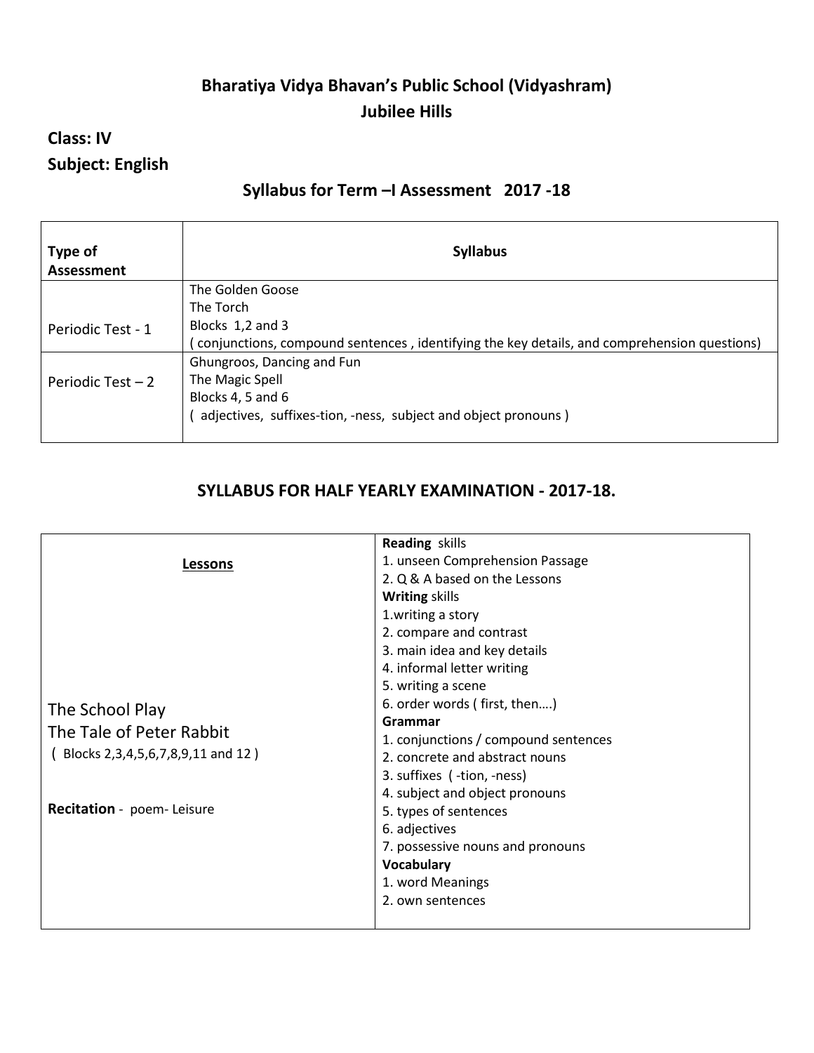# Bharatiya Vidya Bhavan's Public School (Vidyashram)
## Jubilee Hills

**Class: IV**

**Subject: English**

### Syllabus for Term –I Assessment 2017 -18

| Type of Assessment | Syllabus |
|---|---|
| Periodic Test - 1 | The Golden Goose<br>The Torch<br>Blocks 1,2 and 3<br>( conjunctions, compound sentences , identifying the key details, and comprehension questions) |
| Periodic Test – 2 | Ghungroos, Dancing and Fun<br>The Magic Spell<br>Blocks 4, 5 and 6<br>( adjectives, suffixes-tion, -ness, subject and object pronouns ) |

### SYLLABUS FOR HALF YEARLY EXAMINATION - 2017-18.

| **Lessons** | |
|---|---|
| The School Play<br>The Tale of Peter Rabbit<br>( Blocks 2,3,4,5,6,7,8,9,11 and 12 )<br><br>**Recitation** - poem- Leisure | **Reading** skills<br>1. unseen Comprehension Passage<br>2. Q & A based on the Lessons<br>**Writing** skills<br>1.writing a story<br>2. compare and contrast<br>3. main idea and key details<br>4. informal letter writing<br>5. writing a scene<br>6. order words ( first, then….)<br>**Grammar**<br>1. conjunctions / compound sentences<br>2. concrete and abstract nouns<br>3. suffixes ( -tion, -ness)<br>4. subject and object pronouns<br>5. types of sentences<br>6. adjectives<br>7. possessive nouns and pronouns<br>**Vocabulary**<br>1. word Meanings<br>2. own sentences |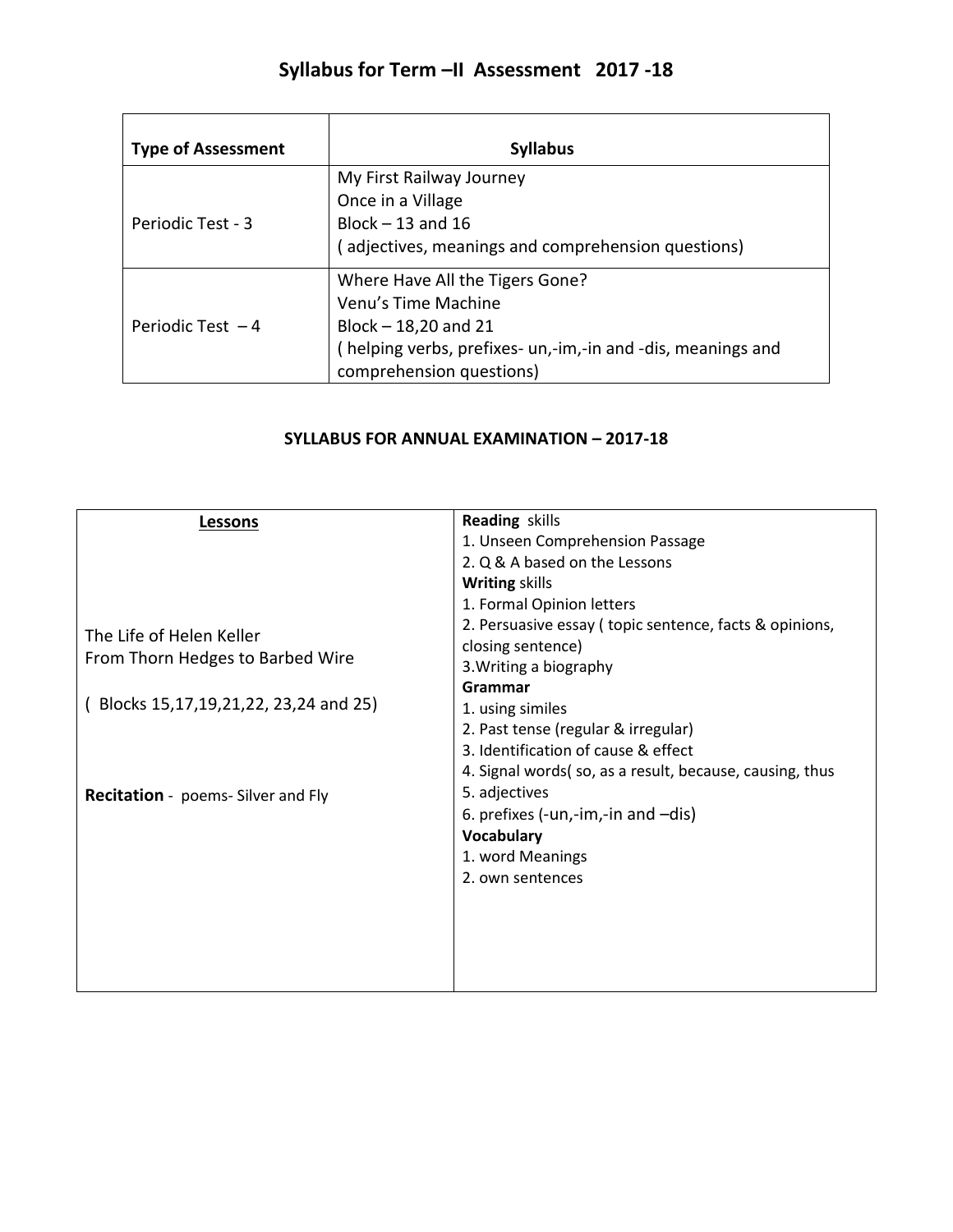# Syllabus for Term –II Assessment 2017 -18

| Type of Assessment | Syllabus |
| --- | --- |
| Periodic Test - 3 | My First Railway Journey<br>Once in a Village<br>Block – 13 and 16<br>( adjectives, meanings and comprehension questions) |
| Periodic Test – 4 | Where Have All the Tigers Gone?<br>Venu's Time Machine<br>Block – 18,20 and 21<br>( helping verbs, prefixes- un,-im,-in and -dis, meanings and comprehension questions) |

## SYLLABUS FOR ANNUAL EXAMINATION – 2017-18

| <u>Lessons</u> | |
| --- | --- |
| The Life of Helen Keller<br>From Thorn Hedges to Barbed Wire<br><br>( Blocks 15,17,19,21,22, 23,24 and 25)<br><br>**Recitation** - poems- Silver and Fly | **Reading** skills<br>1. Unseen Comprehension Passage<br>2. Q & A based on the Lessons<br>**Writing** skills<br>1. Formal Opinion letters<br>2. Persuasive essay ( topic sentence, facts & opinions, closing sentence)<br>3.Writing a biography<br>**Grammar**<br>1. using similes<br>2. Past tense (regular & irregular)<br>3. Identification of cause & effect<br>4. Signal words( so, as a result, because, causing, thus<br>5. adjectives<br>6. prefixes (-un,-im,-in and –dis)<br>**Vocabulary**<br>1. word Meanings<br>2. own sentences |